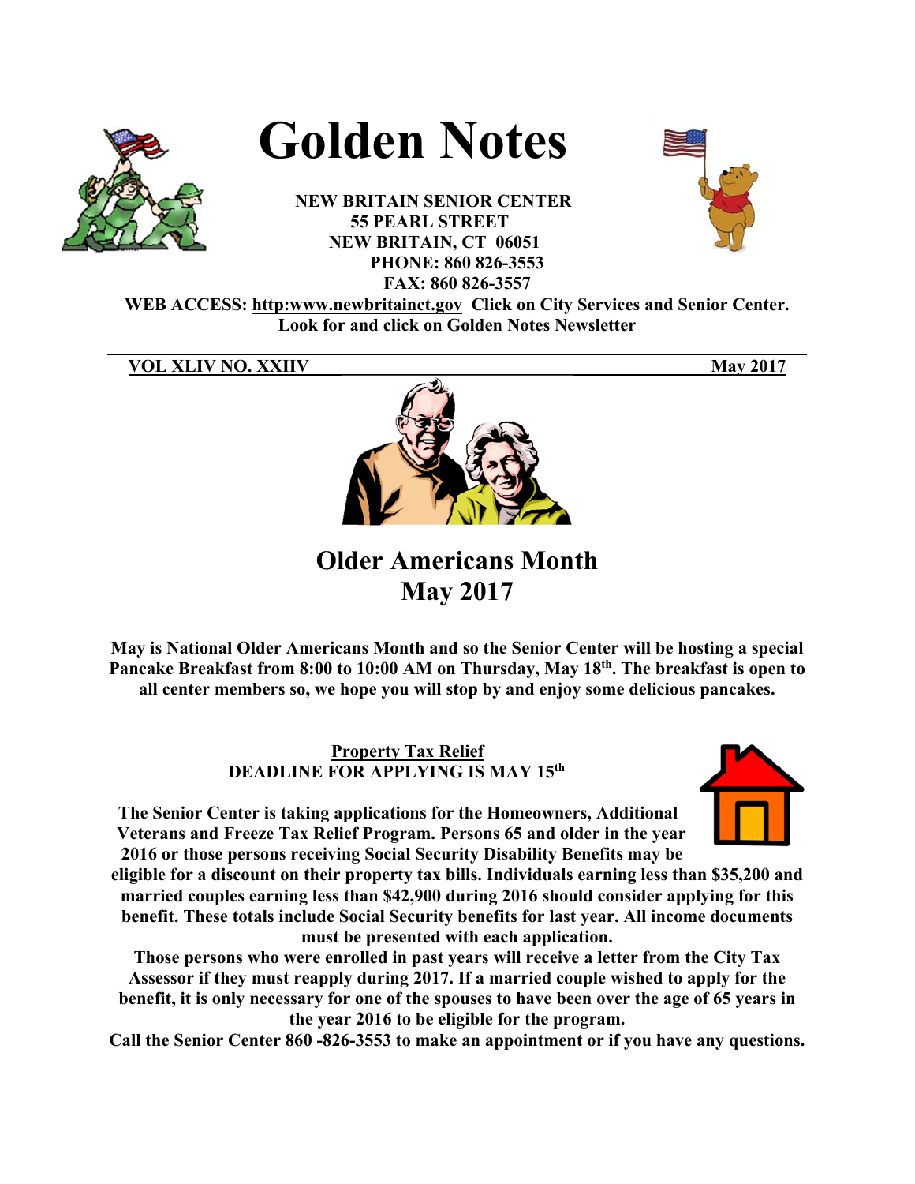# Golden Notes

**NEW BRITAIN SENIOR CENTER**
**55 PEARL STREET**
**NEW BRITAIN, CT 06051**
**PHONE: 860 826-3553**
**FAX: 860 826-3557**

**WEB ACCESS: http:www.newbritainct.gov Click on City Services and Senior Center. Look for and click on Golden Notes Newsletter**

**VOL XLIV NO. XXIIV** **May 2017**

## Older Americans Month
## May 2017

**May is National Older Americans Month and so the Senior Center will be hosting a special Pancake Breakfast from 8:00 to 10:00 AM on Thursday, May 18th. The breakfast is open to all center members so, we hope you will stop by and enjoy some delicious pancakes.**

### Property Tax Relief
**DEADLINE FOR APPLYING IS MAY 15th**

**The Senior Center is taking applications for the Homeowners, Additional Veterans and Freeze Tax Relief Program. Persons 65 and older in the year 2016 or those persons receiving Social Security Disability Benefits may be eligible for a discount on their property tax bills. Individuals earning less than $35,200 and married couples earning less than $42,900 during 2016 should consider applying for this benefit. These totals include Social Security benefits for last year. All income documents must be presented with each application.**

**Those persons who were enrolled in past years will receive a letter from the City Tax Assessor if they must reapply during 2017. If a married couple wished to apply for the benefit, it is only necessary for one of the spouses to have been over the age of 65 years in the year 2016 to be eligible for the program.**

**Call the Senior Center 860 -826-3553 to make an appointment or if you have any questions.**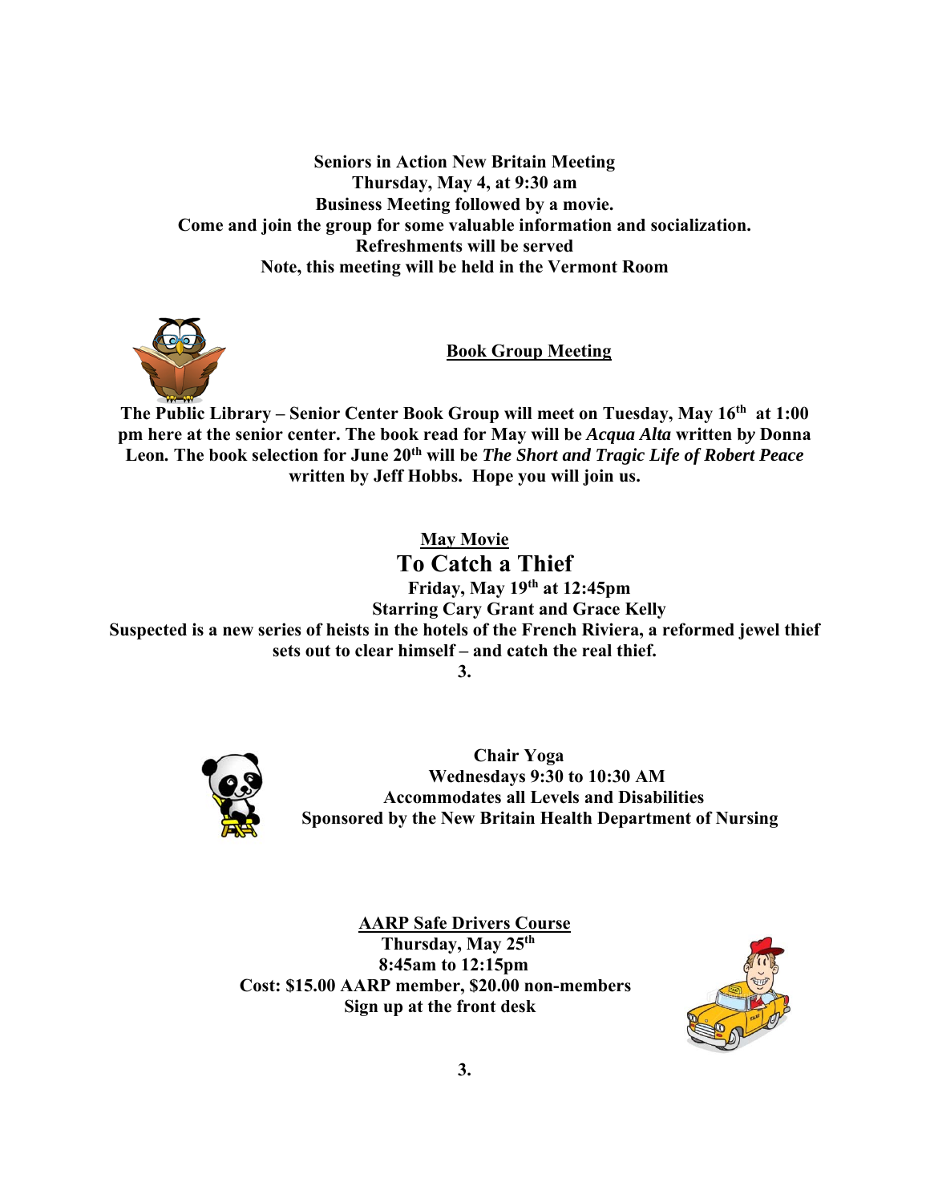**Seniors in Action New Britain Meeting**
**Thursday, May 4, at 9:30 am**
**Business Meeting followed by a movie.**
**Come and join the group for some valuable information and socialization.**
**Refreshments will be served**
**Note, this meeting will be held in the Vermont Room**

## Book Group Meeting

**The Public Library – Senior Center Book Group will meet on Tuesday, May 16th at 1:00 pm here at the senior center. The book read for May will be *Acqua Alta* written by Donna Leon. The book selection for June 20th will be *The Short and Tragic Life of Robert Peace* written by Jeff Hobbs. Hope you will join us.**

## May Movie

## To Catch a Thief

**Friday, May 19th at 12:45pm**
**Starring Cary Grant and Grace Kelly**
**Suspected is a new series of heists in the hotels of the French Riviera, a reformed jewel thief sets out to clear himself – and catch the real thief.**

**3.**

**Chair Yoga**
**Wednesdays 9:30 to 10:30 AM**
**Accommodates all Levels and Disabilities**
**Sponsored by the New Britain Health Department of Nursing**

## AARP Safe Drivers Course

**Thursday, May 25th**
**8:45am to 12:15pm**
**Cost: $15.00 AARP member, $20.00 non-members**
**Sign up at the front desk**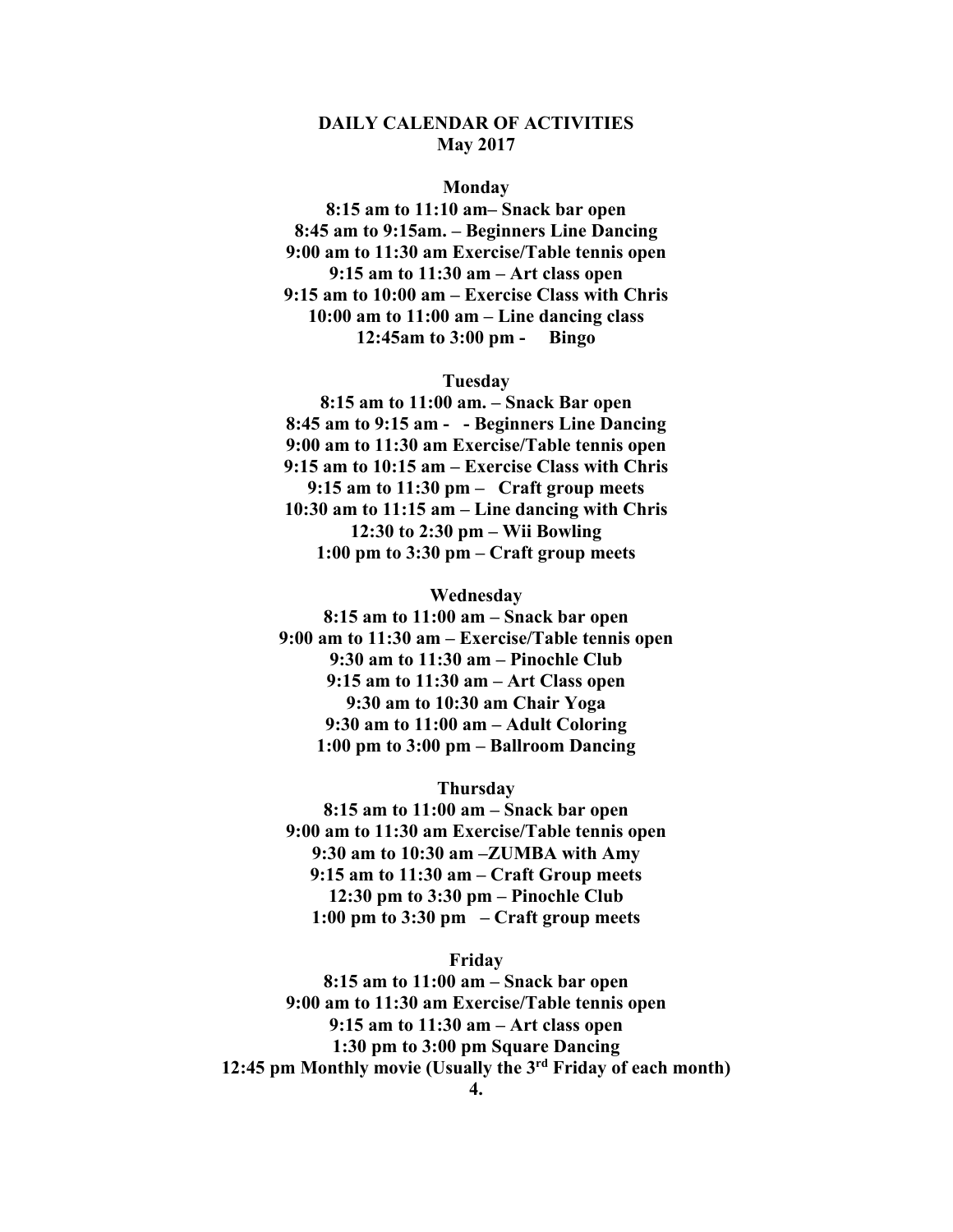**DAILY CALENDAR OF ACTIVITIES**
**May 2017**

**Monday**

**8:15 am to 11:10 am– Snack bar open**
**8:45 am to 9:15am. – Beginners Line Dancing**
**9:00 am to 11:30 am Exercise/Table tennis open**
**9:15 am to 11:30 am – Art class open**
**9:15 am to 10:00 am – Exercise Class with Chris**
**10:00 am to 11:00 am – Line dancing class**
**12:45am to 3:00 pm - Bingo**

**Tuesday**

**8:15 am to 11:00 am. – Snack Bar open**
**8:45 am to 9:15 am - - Beginners Line Dancing**
**9:00 am to 11:30 am Exercise/Table tennis open**
**9:15 am to 10:15 am – Exercise Class with Chris**
**9:15 am to 11:30 pm – Craft group meets**
**10:30 am to 11:15 am – Line dancing with Chris**
**12:30 to 2:30 pm – Wii Bowling**
**1:00 pm to 3:30 pm – Craft group meets**

**Wednesday**

**8:15 am to 11:00 am – Snack bar open**
**9:00 am to 11:30 am – Exercise/Table tennis open**
**9:30 am to 11:30 am – Pinochle Club**
**9:15 am to 11:30 am – Art Class open**
**9:30 am to 10:30 am Chair Yoga**
**9:30 am to 11:00 am – Adult Coloring**
**1:00 pm to 3:00 pm – Ballroom Dancing**

**Thursday**

**8:15 am to 11:00 am – Snack bar open**
**9:00 am to 11:30 am Exercise/Table tennis open**
**9:30 am to 10:30 am –ZUMBA with Amy**
**9:15 am to 11:30 am – Craft Group meets**
**12:30 pm to 3:30 pm – Pinochle Club**
**1:00 pm to 3:30 pm – Craft group meets**

**Friday**

**8:15 am to 11:00 am – Snack bar open**
**9:00 am to 11:30 am Exercise/Table tennis open**
**9:15 am to 11:30 am – Art class open**
**1:30 pm to 3:00 pm Square Dancing**
**12:45 pm Monthly movie (Usually the 3rd Friday of each month)**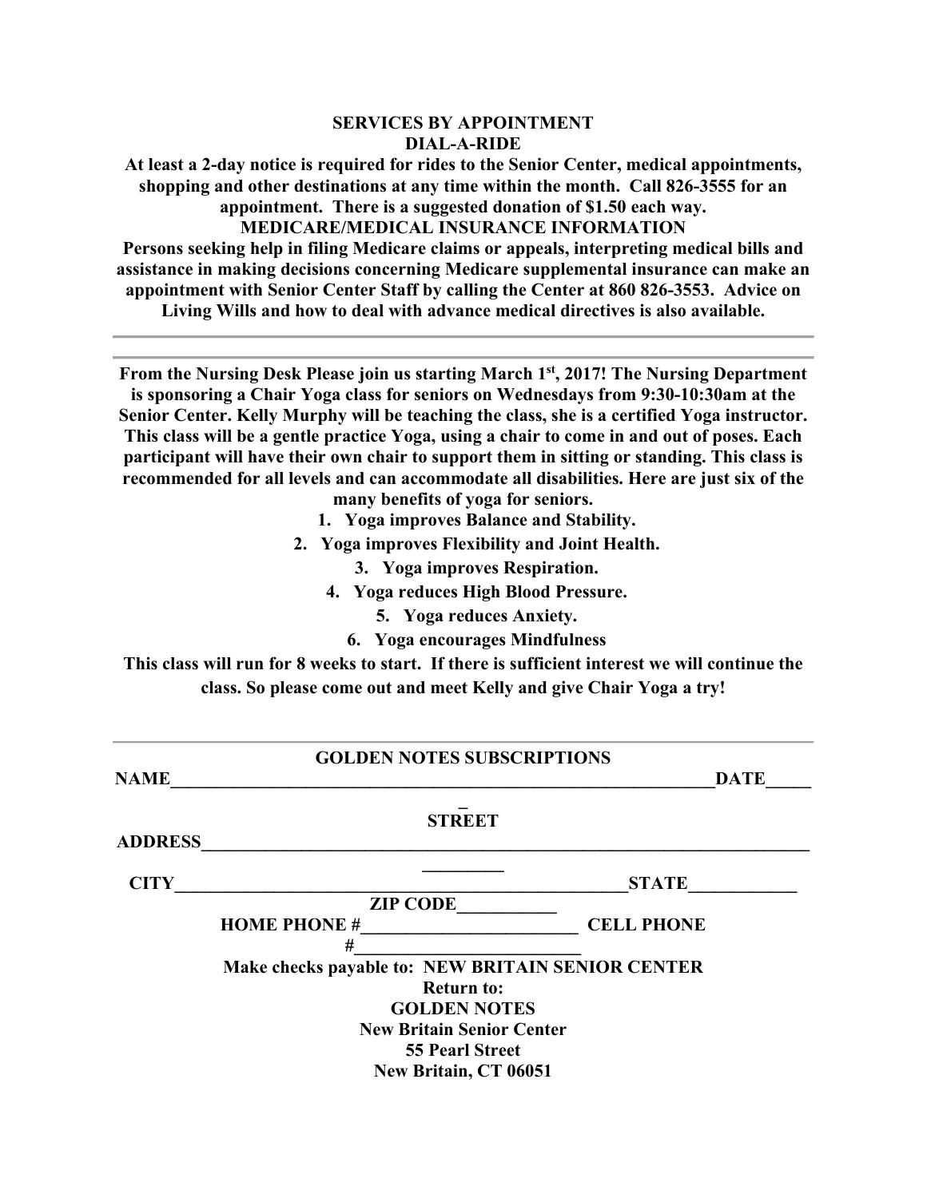## SERVICES BY APPOINTMENT

### DIAL-A-RIDE

**At least a 2-day notice is required for rides to the Senior Center, medical appointments, shopping and other destinations at any time within the month. Call 826-3555 for an appointment. There is a suggested donation of $1.50 each way.**

### MEDICARE/MEDICAL INSURANCE INFORMATION

**Persons seeking help in filing Medicare claims or appeals, interpreting medical bills and assistance in making decisions concerning Medicare supplemental insurance can make an appointment with Senior Center Staff by calling the Center at 860 826-3553. Advice on Living Wills and how to deal with advance medical directives is also available.**

---

**From the Nursing Desk Please join us starting March 1st, 2017! The Nursing Department is sponsoring a Chair Yoga class for seniors on Wednesdays from 9:30-10:30am at the Senior Center. Kelly Murphy will be teaching the class, she is a certified Yoga instructor. This class will be a gentle practice Yoga, using a chair to come in and out of poses. Each participant will have their own chair to support them in sitting or standing. This class is recommended for all levels and can accommodate all disabilities. Here are just six of the many benefits of yoga for seniors.**

1. **Yoga improves Balance and Stability.**
2. **Yoga improves Flexibility and Joint Health.**
3. **Yoga improves Respiration.**
4. **Yoga reduces High Blood Pressure.**
5. **Yoga reduces Anxiety.**
6. **Yoga encourages Mindfulness**

**This class will run for 8 weeks to start. If there is sufficient interest we will continue the class. So please come out and meet Kelly and give Chair Yoga a try!**

---

### GOLDEN NOTES SUBSCRIPTIONS

**NAME__________________________________________________________________DATE______**

**STREET ADDRESS____________________________________________________________________________**

**CITY______________________________________________________STATE____________**

**ZIP CODE___________**

**HOME PHONE #________________________ CELL PHONE #________________________**

**Make checks payable to: NEW BRITAIN SENIOR CENTER**

**Return to:**
**GOLDEN NOTES**
**New Britain Senior Center**
**55 Pearl Street**
**New Britain, CT 06051**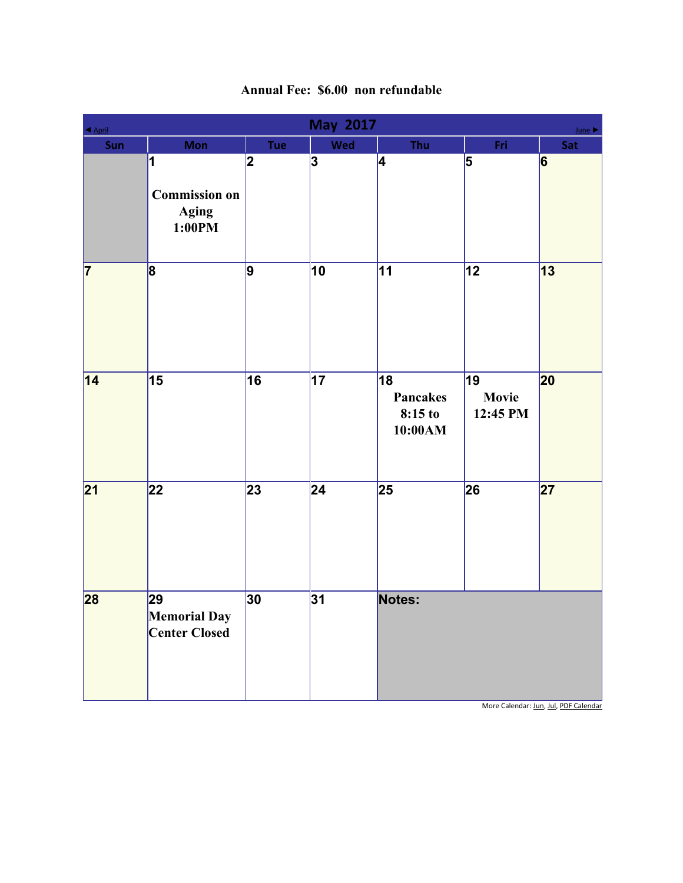**Annual Fee: $6.00 non refundable**

◄ April **May 2017** June ►

| Sun | Mon | Tue | Wed | Thu | Fri | Sat |
|---|---|---|---|---|---|---|
| | 1 Commission on Aging 1:00PM | 2 | 3 | 4 | 5 | 6 |
| 7 | 8 | 9 | 10 | 11 | 12 | 13 |
| 14 | 15 | 16 | 17 | 18 Pancakes 8:15 to 10:00AM | 19 Movie 12:45 PM | 20 |
| 21 | 22 | 23 | 24 | 25 | 26 | 27 |
| 28 | 29 Memorial Day Center Closed | 30 | 31 | Notes: | | |

More Calendar: Jun, Jul, PDF Calendar